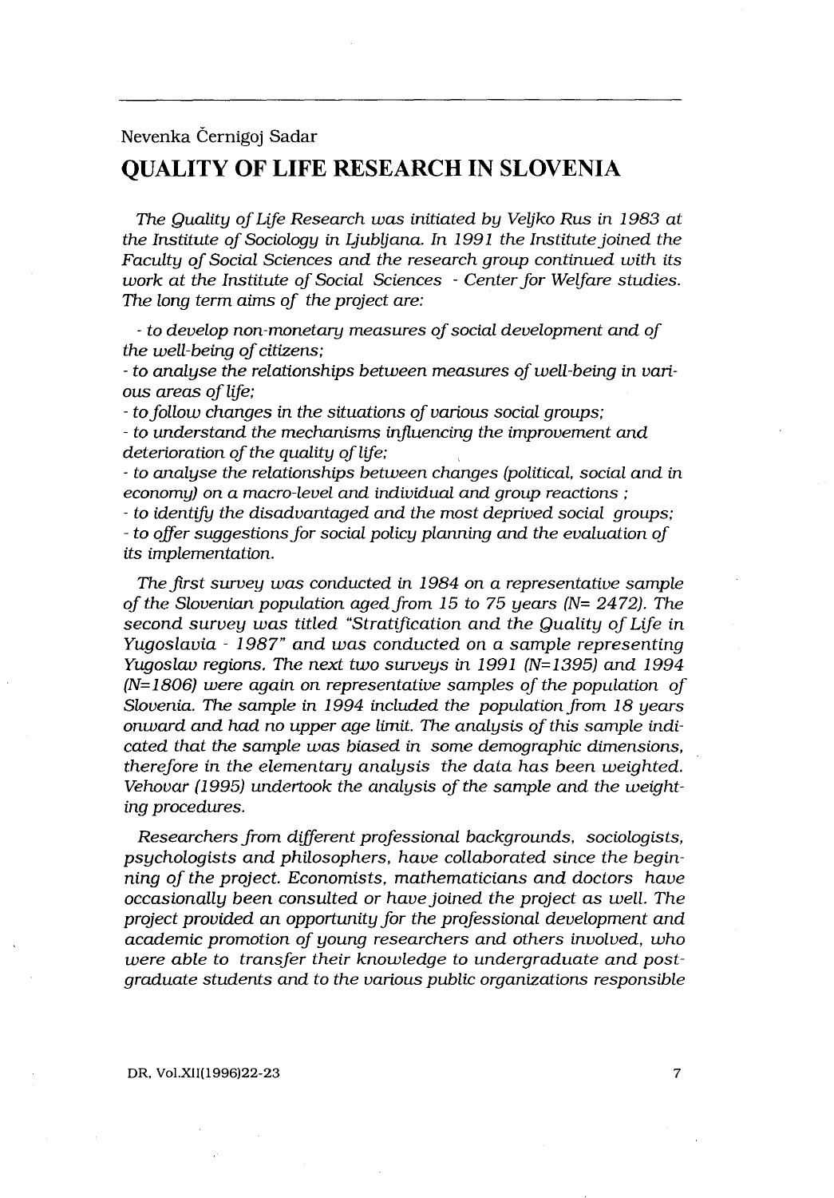Nevenka Černigoj Sadar

# QUALITY OF LIFE RESEARCH IN SLOVENIA

*The Quality of Life Research was initiated by Veljko Rus in 1983 at the Institute of Sociology in Ljubljana. In 1991 the Institute joined the Faculty of Social Sciences and the research group continued with its work at the Institute of Social Sciences - Center for Welfare studies. The long term aims of the project are:*

*- to develop non-monetary measures of social development and of the well-being of citizens;*
*- to analyse the relationships between measures of well-being in various areas of life;*
*- to follow changes in the situations of various social groups;*
*- to understand the mechanisms influencing the improvement and deterioration of the quality of life;*
*- to analyse the relationships between changes (political, social and in economy) on a macro-level and individual and group reactions ;*
*- to identify the disadvantaged and the most deprived social groups;*
*- to offer suggestions for social policy planning and the evaluation of its implementation.*

*The first survey was conducted in 1984 on a representative sample of the Slovenian population aged from 15 to 75 years (N= 2472). The second survey was titled "Stratification and the Quality of Life in Yugoslavia - 1987" and was conducted on a sample representing Yugoslav regions. The next two surveys in 1991 (N=1395) and 1994 (N=1806) were again on representative samples of the population of Slovenia. The sample in 1994 included the population from 18 years onward and had no upper age limit. The analysis of this sample indicated that the sample was biased in some demographic dimensions, therefore in the elementary analysis the data has been weighted. Vehovar (1995) undertook the analysis of the sample and the weighting procedures.*

*Researchers from different professional backgrounds, sociologists, psychologists and philosophers, have collaborated since the beginning of the project. Economists, mathematicians and doctors have occasionally been consulted or have joined the project as well. The project provided an opportunity for the professional development and academic promotion of young researchers and others involved, who were able to transfer their knowledge to undergraduate and postgraduate students and to the various public organizations responsible*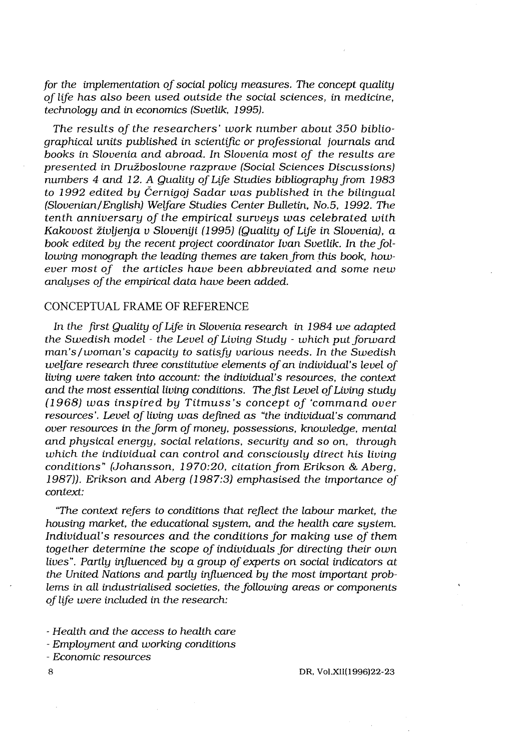*for the implementation of social policy measures. The concept quality of life has also been used outside the social sciences, in medicine, technology and in economics (Svetlik, 1995).*

*The results of the researchers' work number about 350 bibliographical units published in scientific or professional journals and books in Slovenia and abroad. In Slovenia most of the results are presented in Družboslovne razprave (Social Sciences Discussions) numbers 4 and 12. A Quality of Life Studies bibliography from 1983 to 1992 edited by Černigoj Sadar was published in the bilingual (Slovenian/English) Welfare Studies Center Bulletin, No.5, 1992. The tenth anniversary of the empirical surveys was celebrated with Kakovost življenja v Sloveniji (1995) (Quality of Life in Slovenia), a book edited by the recent project coordinator Ivan Svetlik. In the following monograph the leading themes are taken from this book, however most of the articles have been abbreviated and some new analyses of the empirical data have been added.*

## CONCEPTUAL FRAME OF REFERENCE

*In the first Quality of Life in Slovenia research in 1984 we adapted the Swedish model - the Level of Living Study - which put forward man's/woman's capacity to satisfy various needs. In the Swedish welfare research three constitutive elements of an individual's level of living were taken into account: the individual's resources, the context and the most essential living conditions. The fist Level of Living study (1968) was inspired by Titmuss's concept of 'command over resources'. Level of living was defined as "the individual's command over resources in the form of money, possessions, knowledge, mental and physical energy, social relations, security and so on, through which the individual can control and consciously direct his living conditions" (Johansson, 1970:20, citation from Erikson & Aberg, 1987)). Erikson and Aberg (1987:3) emphasised the importance of context:*

*"The context refers to conditions that reflect the labour market, the housing market, the educational system, and the health care system. Individual's resources and the conditions for making use of them together determine the scope of individuals for directing their own lives". Partly influenced by a group of experts on social indicators at the United Nations and partly influenced by the most important problems in all industrialised societies, the following areas or components of life were included in the research:*

- *Health and the access to health care*
- *Employment and working conditions*
- *Economic resources*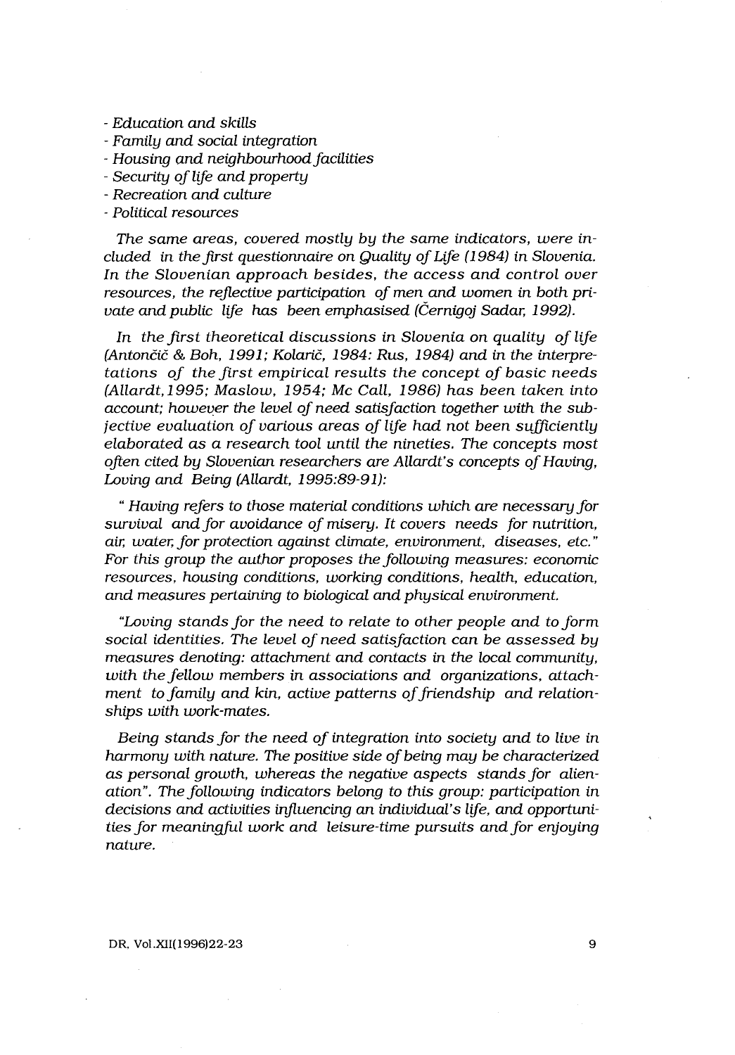- *Education and skills*
- *Family and social integration*
- *Housing and neighbourhood facilities*
- *Security of life and property*
- *Recreation and culture*
- *Political resources*

*The same areas, covered mostly by the same indicators, were included in the first questionnaire on Quality of Life (1984) in Slovenia. In the Slovenian approach besides, the access and control over resources, the reflective participation of men and women in both private and public life has been emphasised (Černigoj Sadar, 1992).*

*In the first theoretical discussions in Slovenia on quality of life (Antončič & Boh, 1991; Kolarič, 1984: Rus, 1984) and in the interpretations of the first empirical results the concept of basic needs (Allardt, 1995; Maslow, 1954; Mc Call, 1986) has been taken into account; however the level of need satisfaction together with the subjective evaluation of various areas of life had not been sufficiently elaborated as a research tool until the nineties. The concepts most often cited by Slovenian researchers are Allardt's concepts of Having, Loving and Being (Allardt, 1995:89-91):*

*" Having refers to those material conditions which are necessary for survival and for avoidance of misery. It covers needs for nutrition, air, water, for protection against climate, environment, diseases, etc." For this group the author proposes the following measures: economic resources, housing conditions, working conditions, health, education, and measures pertaining to biological and physical environment.*

*"Loving stands for the need to relate to other people and to form social identities. The level of need satisfaction can be assessed by measures denoting: attachment and contacts in the local community, with the fellow members in associations and organizations, attachment to family and kin, active patterns of friendship and relationships with work-mates.*

*Being stands for the need of integration into society and to live in harmony with nature. The positive side of being may be characterized as personal growth, whereas the negative aspects stands for alienation". The following indicators belong to this group: participation in decisions and activities influencing an individual's life, and opportunities for meaningful work and leisure-time pursuits and for enjoying nature.*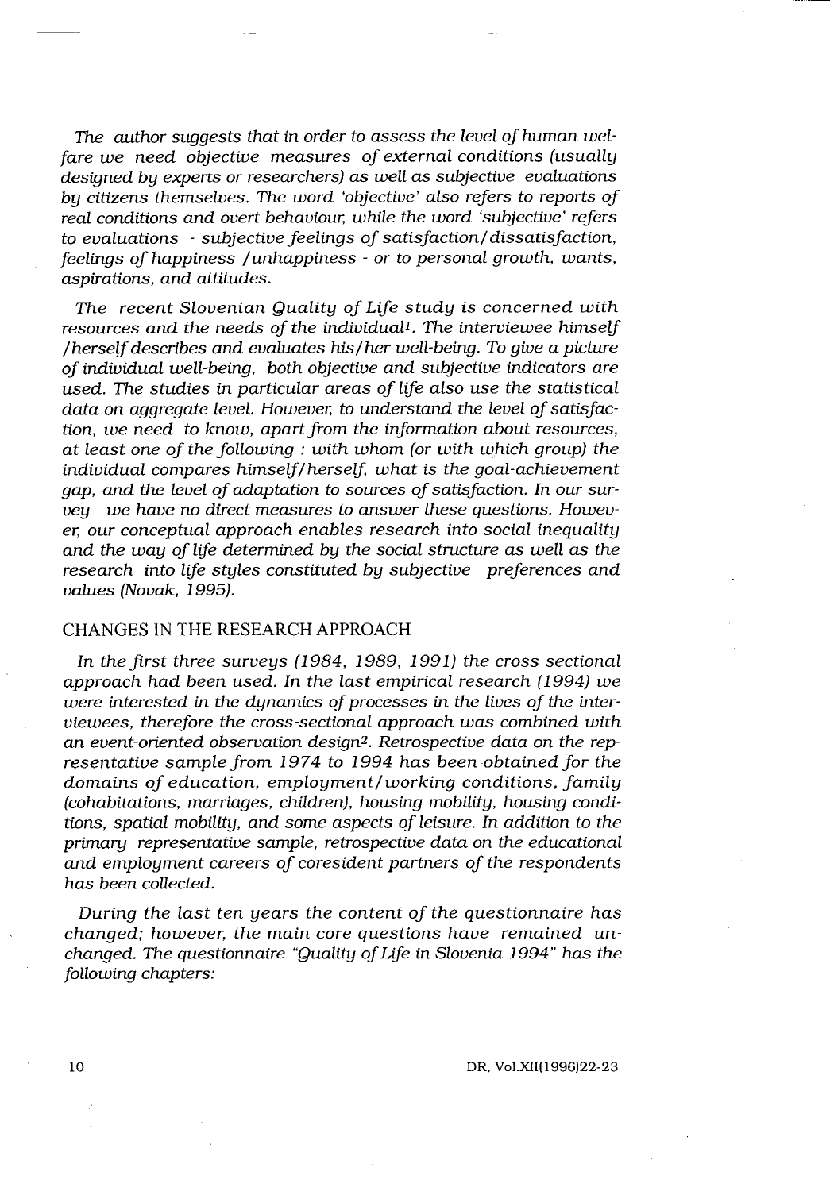*The author suggests that in order to assess the level of human welfare we need objective measures of external conditions (usually designed by experts or researchers) as well as subjective evaluations by citizens themselves. The word 'objective' also refers to reports of real conditions and overt behaviour, while the word 'subjective' refers to evaluations - subjective feelings of satisfaction/dissatisfaction, feelings of happiness /unhappiness - or to personal growth, wants, aspirations, and attitudes.*

*The recent Slovenian Quality of Life study is concerned with resources and the needs of the individual[1]. The interviewee himself /herself describes and evaluates his/her well-being. To give a picture of individual well-being, both objective and subjective indicators are used. The studies in particular areas of life also use the statistical data on aggregate level. However, to understand the level of satisfaction, we need to know, apart from the information about resources, at least one of the following : with whom (or with which group) the individual compares himself/herself, what is the goal-achievement gap, and the level of adaptation to sources of satisfaction. In our survey we have no direct measures to answer these questions. However, our conceptual approach enables research into social inequality and the way of life determined by the social structure as well as the research into life styles constituted by subjective preferences and values (Novak, 1995).*

## CHANGES IN THE RESEARCH APPROACH

*In the first three surveys (1984, 1989, 1991) the cross sectional approach had been used. In the last empirical research (1994) we were interested in the dynamics of processes in the lives of the interviewees, therefore the cross-sectional approach was combined with an event-oriented observation design[2]. Retrospective data on the representative sample from 1974 to 1994 has been obtained for the domains of education, employment/working conditions, family (cohabitations, marriages, children), housing mobility, housing conditions, spatial mobility, and some aspects of leisure. In addition to the primary representative sample, retrospective data on the educational and employment careers of coresident partners of the respondents has been collected.*

*During the last ten years the content of the questionnaire has changed; however, the main core questions have remained unchanged. The questionnaire "Quality of Life in Slovenia 1994" has the following chapters:*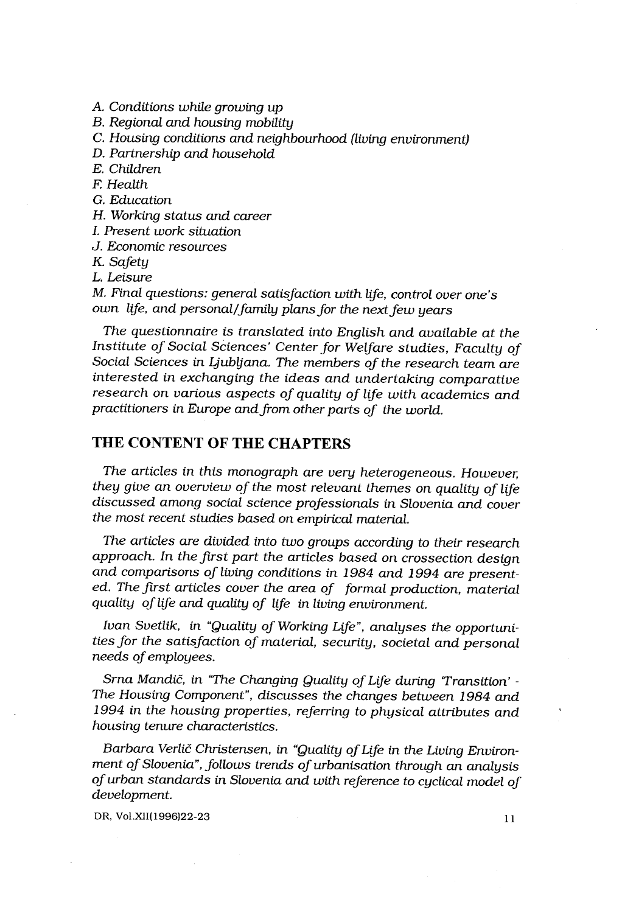*A. Conditions while growing up*

*B. Regional and housing mobility*

*C. Housing conditions and neighbourhood (living environment)*

*D. Partnership and household*

*E. Children*

*F. Health*

*G. Education*

*H. Working status and career*

*I. Present work situation*

*J. Economic resources*

*K. Safety*

*L. Leisure*

*M. Final questions: general satisfaction with life, control over one's own life, and personal/family plans for the next few years*

*The questionnaire is translated into English and available at the Institute of Social Sciences' Center for Welfare studies, Faculty of Social Sciences in Ljubljana. The members of the research team are interested in exchanging the ideas and undertaking comparative research on various aspects of quality of life with academics and practitioners in Europe and from other parts of the world.*

## THE CONTENT OF THE CHAPTERS

*The articles in this monograph are very heterogeneous. However, they give an overview of the most relevant themes on quality of life discussed among social science professionals in Slovenia and cover the most recent studies based on empirical material.*

*The articles are divided into two groups according to their research approach. In the first part the articles based on crossection design and comparisons of living conditions in 1984 and 1994 are presented. The first articles cover the area of formal production, material quality of life and quality of life in living environment.*

*Ivan Svetlik, in "Quality of Working Life", analyses the opportunities for the satisfaction of material, security, societal and personal needs of employees.*

*Srna Mandič, in "The Changing Quality of Life during 'Transition' - The Housing Component", discusses the changes between 1984 and 1994 in the housing properties, referring to physical attributes and housing tenure characteristics.*

*Barbara Verlič Christensen, in "Quality of Life in the Living Environment of Slovenia", follows trends of urbanisation through an analysis of urban standards in Slovenia and with reference to cyclical model of development.*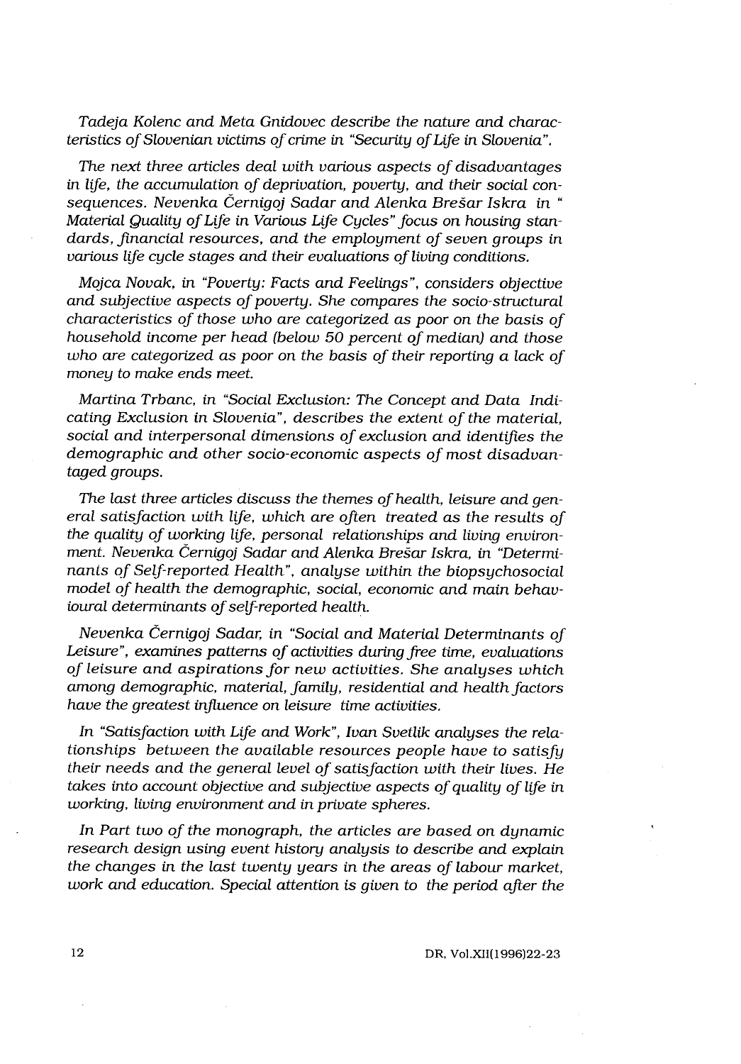*Tadeja Kolenc and Meta Gnidovec describe the nature and characteristics of Slovenian victims of crime in "Security of Life in Slovenia".*

*The next three articles deal with various aspects of disadvantages in life, the accumulation of deprivation, poverty, and their social consequences. Nevenka Černigoj Sadar and Alenka Brešar Iskra in " Material Quality of Life in Various Life Cycles" focus on housing standards, financial resources, and the employment of seven groups in various life cycle stages and their evaluations of living conditions.*

*Mojca Novak, in "Poverty: Facts and Feelings", considers objective and subjective aspects of poverty. She compares the socio-structural characteristics of those who are categorized as poor on the basis of household income per head (below 50 percent of median) and those who are categorized as poor on the basis of their reporting a lack of money to make ends meet.*

*Martina Trbanc, in "Social Exclusion: The Concept and Data Indicating Exclusion in Slovenia", describes the extent of the material, social and interpersonal dimensions of exclusion and identifies the demographic and other socio-economic aspects of most disadvantaged groups.*

*The last three articles discuss the themes of health, leisure and general satisfaction with life, which are often treated as the results of the quality of working life, personal relationships and living environment. Nevenka Černigoj Sadar and Alenka Brešar Iskra, in "Determinants of Self-reported Health", analyse within the biopsychosocial model of health the demographic, social, economic and main behavioural determinants of self-reported health.*

*Nevenka Černigoj Sadar, in "Social and Material Determinants of Leisure", examines patterns of activities during free time, evaluations of leisure and aspirations for new activities. She analyses which among demographic, material, family, residential and health factors have the greatest influence on leisure time activities.*

*In "Satisfaction with Life and Work", Ivan Svetlik analyses the relationships between the available resources people have to satisfy their needs and the general level of satisfaction with their lives. He takes into account objective and subjective aspects of quality of life in working, living environment and in private spheres.*

*In Part two of the monograph, the articles are based on dynamic research design using event history analysis to describe and explain the changes in the last twenty years in the areas of labour market, work and education. Special attention is given to the period after the*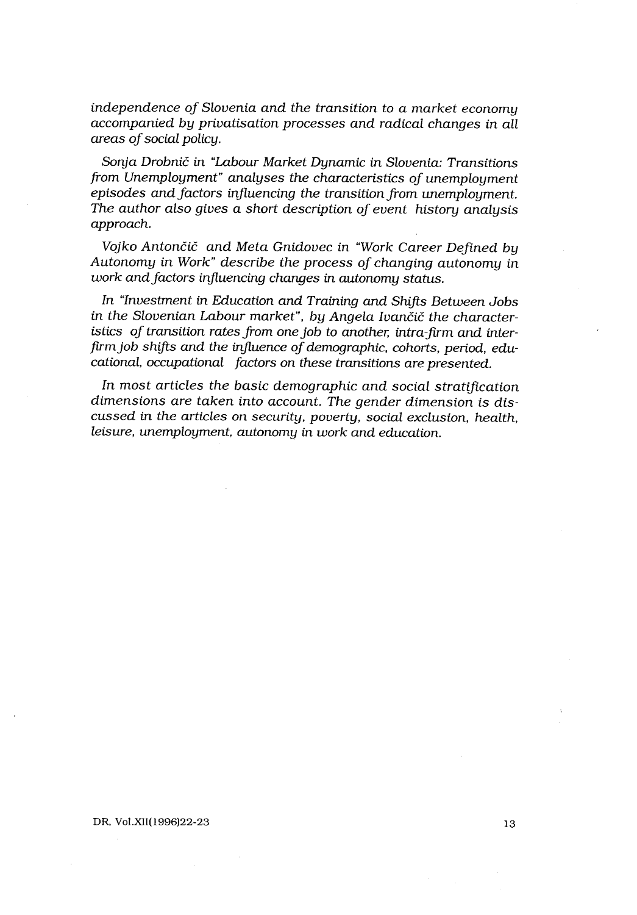*independence of Slovenia and the transition to a market economy accompanied by privatisation processes and radical changes in all areas of social policy.*

*Sonja Drobnič in "Labour Market Dynamic in Slovenia: Transitions from Unemployment" analyses the characteristics of unemployment episodes and factors influencing the transition from unemployment. The author also gives a short description of event history analysis approach.*

*Vojko Antončič and Meta Gnidovec in "Work Career Defined by Autonomy in Work" describe the process of changing autonomy in work and factors influencing changes in autonomy status.*

*In "Investment in Education and Training and Shifts Between Jobs in the Slovenian Labour market", by Angela Ivančič the characteristics of transition rates from one job to another, intra-firm and inter-firm job shifts and the influence of demographic, cohorts, period, educational, occupational factors on these transitions are presented.*

*In most articles the basic demographic and social stratification dimensions are taken into account. The gender dimension is discussed in the articles on security, poverty, social exclusion, health, leisure, unemployment, autonomy in work and education.*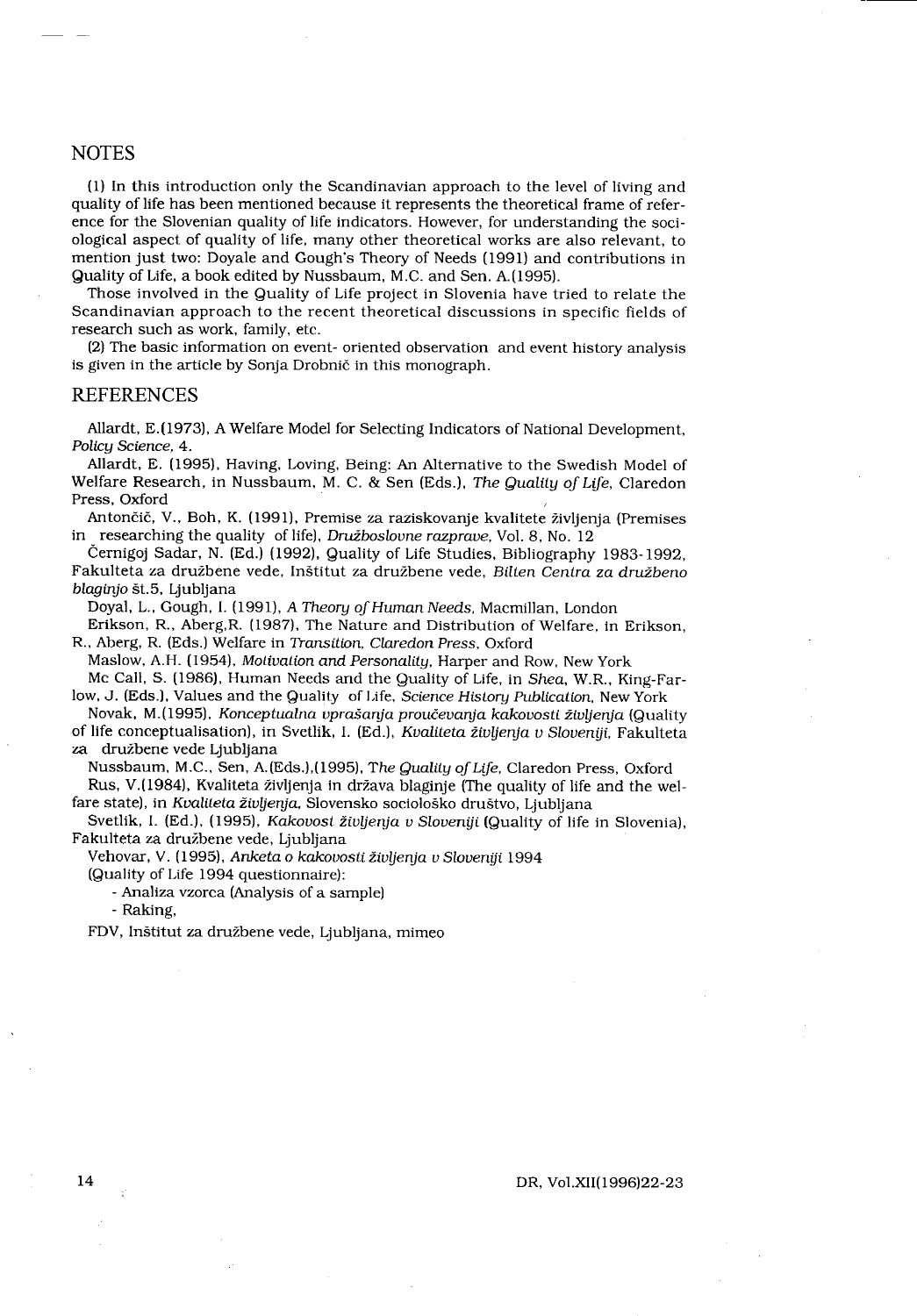## NOTES

(1) In this introduction only the Scandinavian approach to the level of living and quality of life has been mentioned because it represents the theoretical frame of reference for the Slovenian quality of life indicators. However, for understanding the sociological aspect of quality of life, many other theoretical works are also relevant, to mention just two: Doyale and Gough's Theory of Needs (1991) and contributions in Quality of Life, a book edited by Nussbaum, M.C. and Sen. A.(1995).

Those involved in the Quality of Life project in Slovenia have tried to relate the Scandinavian approach to the recent theoretical discussions in specific fields of research such as work, family, etc.

(2) The basic information on event- oriented observation and event history analysis is given in the article by Sonja Drobnič in this monograph.

## REFERENCES

Allardt, E.(1973), A Welfare Model for Selecting Indicators of National Development, *Policy Science*, 4.

Allardt, E. (1995), Having, Loving, Being: An Alternative to the Swedish Model of Welfare Research, in Nussbaum, M. C. & Sen (Eds.), *The Quality of Life*, Claredon Press, Oxford

Antončič, V., Boh, K. (1991), Premise za raziskovanje kvalitete življenja (Premises in researching the quality of life), *Družboslovne razprave*, Vol. 8, No. 12

Černigoj Sadar, N. (Ed.) (1992), Quality of Life Studies, Bibliography 1983-1992, Fakulteta za družbene vede, Inštitut za družbene vede, *Bilten Centra za družbeno blaginjo* št.5, Ljubljana

Doyal, L., Gough, I. (1991), *A Theory of Human Needs*, Macmillan, London

Erikson, R., Aberg,R. (1987), The Nature and Distribution of Welfare, in Erikson, R., Aberg, R. (Eds.) Welfare in *Transition, Claredon Press*, Oxford

Maslow, A.H. (1954), *Motivation and Personality*, Harper and Row, New York

Mc Call, S. (1986), Human Needs and the Quality of Life, in *Shea*, W.R., King-Farlow, J. (Eds.), Values and the Quality of Life, *Science History Publication*, New York

Novak, M.(1995), *Konceptualna vprašanja proučevanja kakovosti življenja* (Quality of life conceptualisation), in Svetlik, I. (Ed.), *Kvaliteta življenja v Sloveniji*, Fakulteta za družbene vede Ljubljana

Nussbaum, M.C., Sen, A.(Eds.),(1995), *The Quality of Life*, Claredon Press, Oxford

Rus, V.(1984), Kvaliteta življenja in država blaginje (The quality of life and the welfare state), in *Kvaliteta življenja*, Slovensko sociološko društvo, Ljubljana

Svetlik, I. (Ed.), (1995), *Kakovost življenja v Sloveniji* (Quality of life in Slovenia), Fakulteta za družbene vede, Ljubljana

Vehovar, V. (1995), *Anketa o kakovosti življenja v Sloveniji* 1994
(Quality of Life 1994 questionnaire):

- Analiza vzorca (Analysis of a sample)
- Raking,

FDV, Inštitut za družbene vede, Ljubljana, mimeo